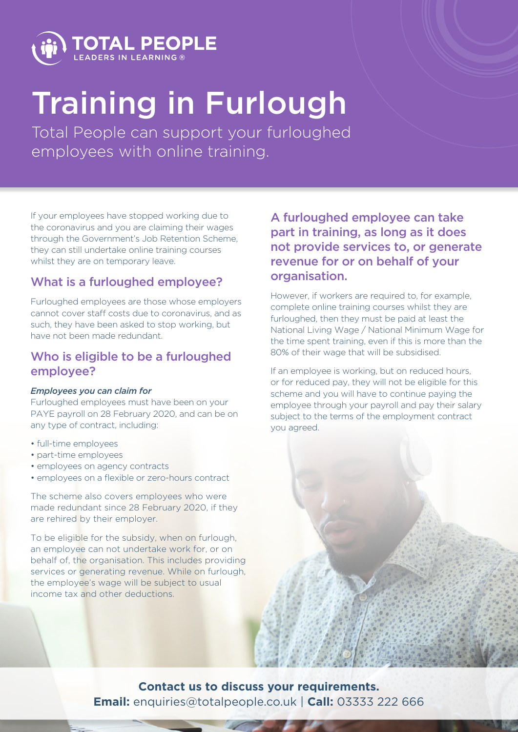TOTAL PEOPLE
LEADERS IN LEARNING ®

# Training in Furlough

Total People can support your furloughed employees with online training.

If your employees have stopped working due to the coronavirus and you are claiming their wages through the Government's Job Retention Scheme, they can still undertake online training courses whilst they are on temporary leave.

## What is a furloughed employee?

Furloughed employees are those whose employers cannot cover staff costs due to coronavirus, and as such, they have been asked to stop working, but have not been made redundant.

## Who is eligible to be a furloughed employee?

*Employees you can claim for*
Furloughed employees must have been on your PAYE payroll on 28 February 2020, and can be on any type of contract, including:

- full-time employees
- part-time employees
- employees on agency contracts
- employees on a flexible or zero-hours contract

The scheme also covers employees who were made redundant since 28 February 2020, if they are rehired by their employer.

To be eligible for the subsidy, when on furlough, an employee can not undertake work for, or on behalf of, the organisation. This includes providing services or generating revenue. While on furlough, the employee's wage will be subject to usual income tax and other deductions.

## A furloughed employee can take part in training, as long as it does not provide services to, or generate revenue for or on behalf of your organisation.

However, if workers are required to, for example, complete online training courses whilst they are furloughed, then they must be paid at least the National Living Wage / National Minimum Wage for the time spent training, even if this is more than the 80% of their wage that will be subsidised.

If an employee is working, but on reduced hours, or for reduced pay, they will not be eligible for this scheme and you will have to continue paying the employee through your payroll and pay their salary subject to the terms of the employment contract you agreed.

**Contact us to discuss your requirements.**
**Email:** enquiries@totalpeople.co.uk | **Call:** 03333 222 666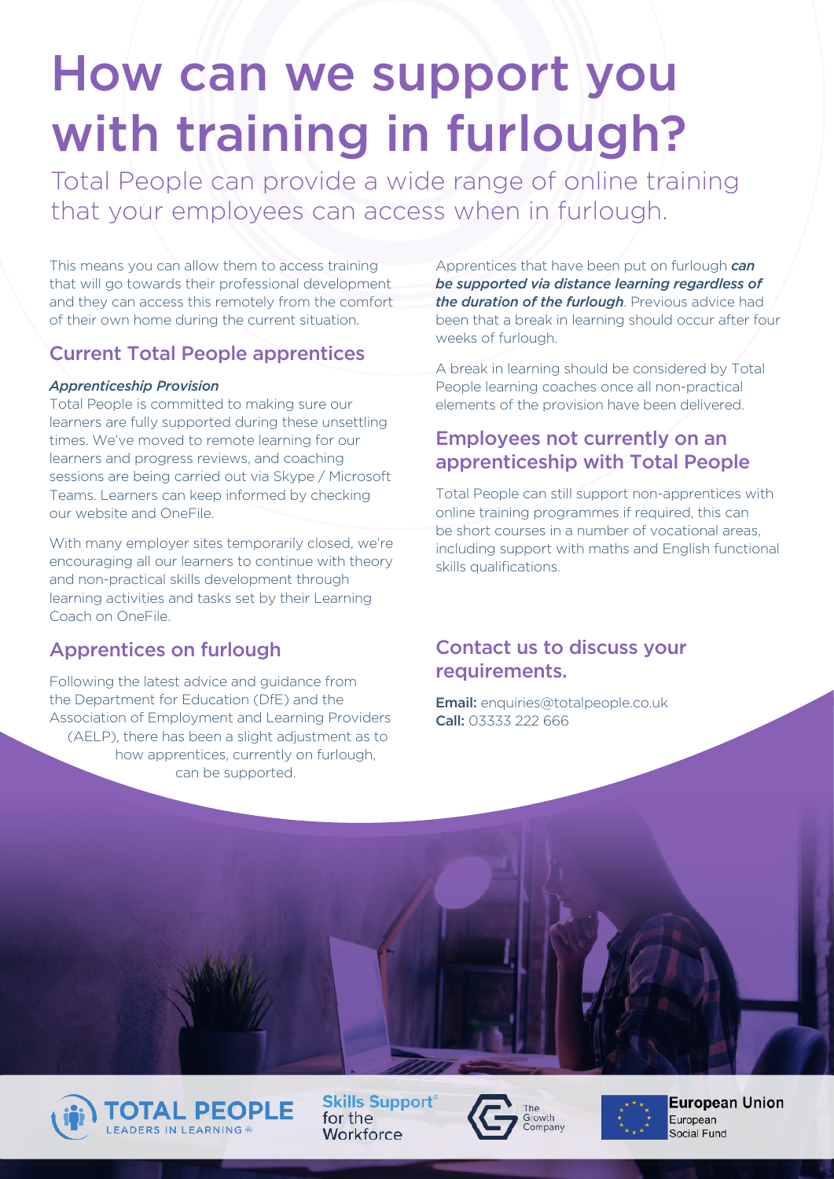# How can we support you with training in furlough?

Total People can provide a wide range of online training that your employees can access when in furlough.

This means you can allow them to access training that will go towards their professional development and they can access this remotely from the comfort of their own home during the current situation.

## Current Total People apprentices

*Apprenticeship Provision*

Total People is committed to making sure our learners are fully supported during these unsettling times. We've moved to remote learning for our learners and progress reviews, and coaching sessions are being carried out via Skype / Microsoft Teams. Learners can keep informed by checking our website and OneFile.

With many employer sites temporarily closed, we're encouraging all our learners to continue with theory and non-practical skills development through learning activities and tasks set by their Learning Coach on OneFile.

## Apprentices on furlough

Following the latest advice and guidance from the Department for Education (DfE) and the Association of Employment and Learning Providers (AELP), there has been a slight adjustment as to how apprentices, currently on furlough, can be supported.

Apprentices that have been put on furlough ***can be supported via distance learning regardless of the duration of the furlough***. Previous advice had been that a break in learning should occur after four weeks of furlough.

A break in learning should be considered by Total People learning coaches once all non-practical elements of the provision have been delivered.

## Employees not currently on an apprenticeship with Total People

Total People can still support non-apprentices with online training programmes if required, this can be short courses in a number of vocational areas, including support with maths and English functional skills qualifications.

## Contact us to discuss your requirements.

**Email:** enquiries@totalpeople.co.uk
**Call:** 03333 222 666

TOTAL PEOPLE LEADERS IN LEARNING®

Skills Support® for the Workforce

The Growth Company

European Union European Social Fund